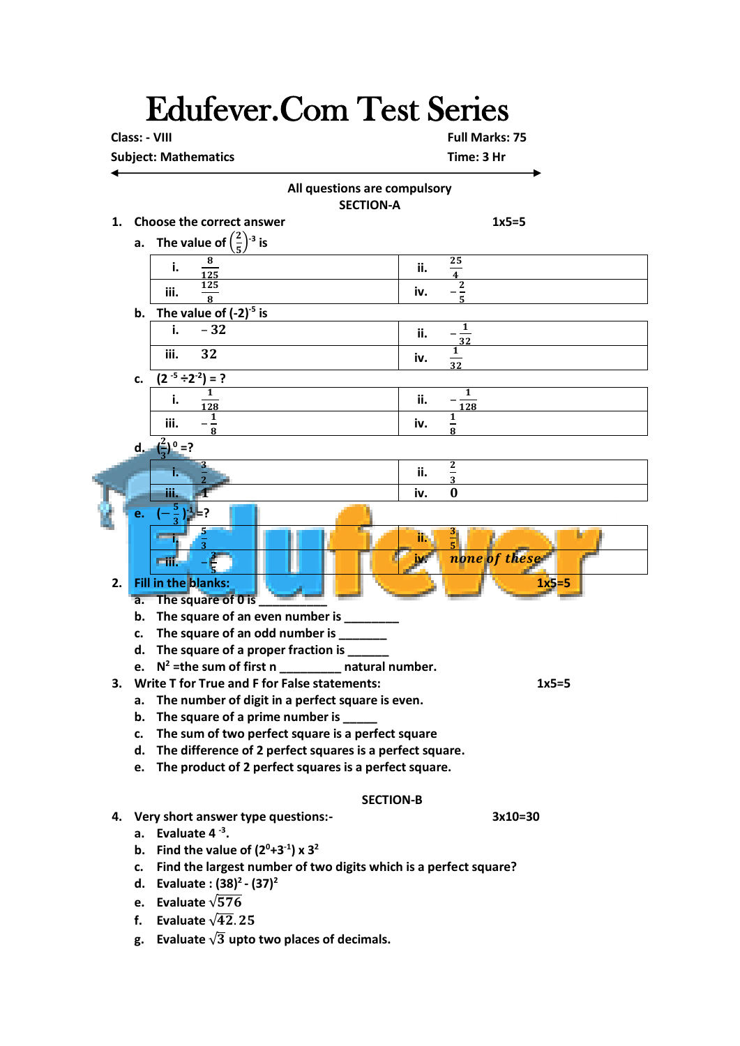# Edufever.Com Test Series

**Class: - VIII** | **Full Marks: 75**

**Subject: Mathematics** | **Time: 3 Hr**

**All questions are compulsory**

**SECTION-A**

1. **Choose the correct answer** **1x5=5**

   a. The value of $\left(\frac{2}{5}\right)^{-3}$ is

| i. $\frac{8}{125}$ | ii. $\frac{25}{4}$ |
|---|---|
| iii. $\frac{125}{8}$ | iv. $-\frac{2}{5}$ |

   b. The value of $(-2)^{-5}$ is

| i. $-32$ | ii. $-\frac{1}{32}$ |
|---|---|
| iii. $32$ | iv. $\frac{1}{32}$ |

   c. $(2^{-5} \div 2^{-2}) = ?$

| i. $\frac{1}{128}$ | ii. $-\frac{1}{128}$ |
|---|---|
| iii. $-\frac{1}{8}$ | iv. $\frac{1}{8}$ |

   d. $\left(\frac{2}{3}\right)^{0} = ?$

| i. $\frac{3}{2}$ | ii. $\frac{2}{3}$ |
|---|---|
| iii. $1$ | iv. $0$ |

   e. $\left(-\frac{5}{3}\right)^{-1} = ?$

| i. $\frac{5}{3}$ | ii. $\frac{3}{5}$ |
|---|---|
| iii. $-\frac{3}{5}$ | iv. *none of these* |

2. **Fill in the blanks:** **1x5=5**
   a. The square of 0 is __________
   b. The square of an even number is ________
   c. The square of an odd number is _______
   d. The square of a proper fraction is ______
   e. $N^2$ =the sum of first n _________ natural number.

3. **Write T for True and F for False statements:** **1x5=5**
   a. The number of digit in a perfect square is even.
   b. The square of a prime number is _____
   c. The sum of two perfect square is a perfect square
   d. The difference of 2 perfect squares is a perfect square.
   e. The product of 2 perfect squares is a perfect square.

**SECTION-B**

4. **Very short answer type questions:-** **3x10=30**
   a. Evaluate $4^{-3}$.
   b. Find the value of $(2^0+3^{-1}) \times 3^2$
   c. Find the largest number of two digits which is a perfect square?
   d. Evaluate : $(38)^2 - (37)^2$
   e. Evaluate $\sqrt{576}$
   f. Evaluate $\sqrt{42.25}$
   g. Evaluate $\sqrt{3}$ upto two places of decimals.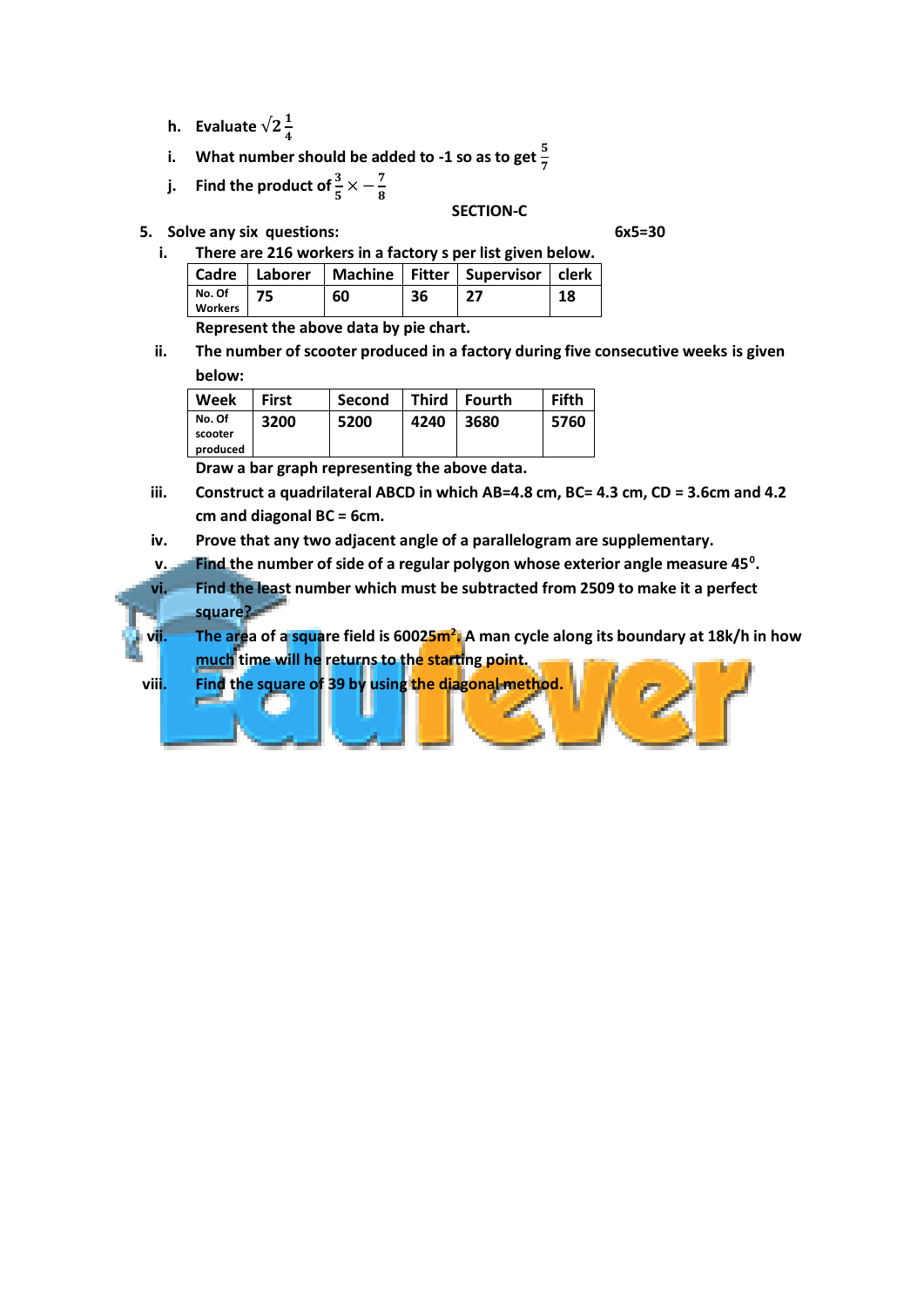h. Evaluate $\sqrt{2\frac{1}{4}}$

i. What number should be added to -1 so as to get $\frac{5}{7}$

j. Find the product of $\frac{3}{5} \times -\frac{7}{8}$

## SECTION-C

5. Solve any six questions: 6x5=30

i. There are 216 workers in a factory s per list given below.

| Cadre | Laborer | Machine | Fitter | Supervisor | clerk |
|---|---|---|---|---|---|
| No. Of Workers | 75 | 60 | 36 | 27 | 18 |

Represent the above data by pie chart.

ii. The number of scooter produced in a factory during five consecutive weeks is given below:

| Week | First | Second | Third | Fourth | Fifth |
|---|---|---|---|---|---|
| No. Of scooter produced | 3200 | 5200 | 4240 | 3680 | 5760 |

Draw a bar graph representing the above data.

iii. Construct a quadrilateral ABCD in which AB=4.8 cm, BC= 4.3 cm, CD = 3.6cm and 4.2 cm and diagonal BC = 6cm.

iv. Prove that any two adjacent angle of a parallelogram are supplementary.

v. Find the number of side of a regular polygon whose exterior angle measure $45^0$.

vi. Find the least number which must be subtracted from 2509 to make it a perfect square?

vii. The area of a square field is 60025m$^2$. A man cycle along its boundary at 18k/h in how much time will he returns to the starting point.

viii. Find the square of 39 by using the diagonal method.